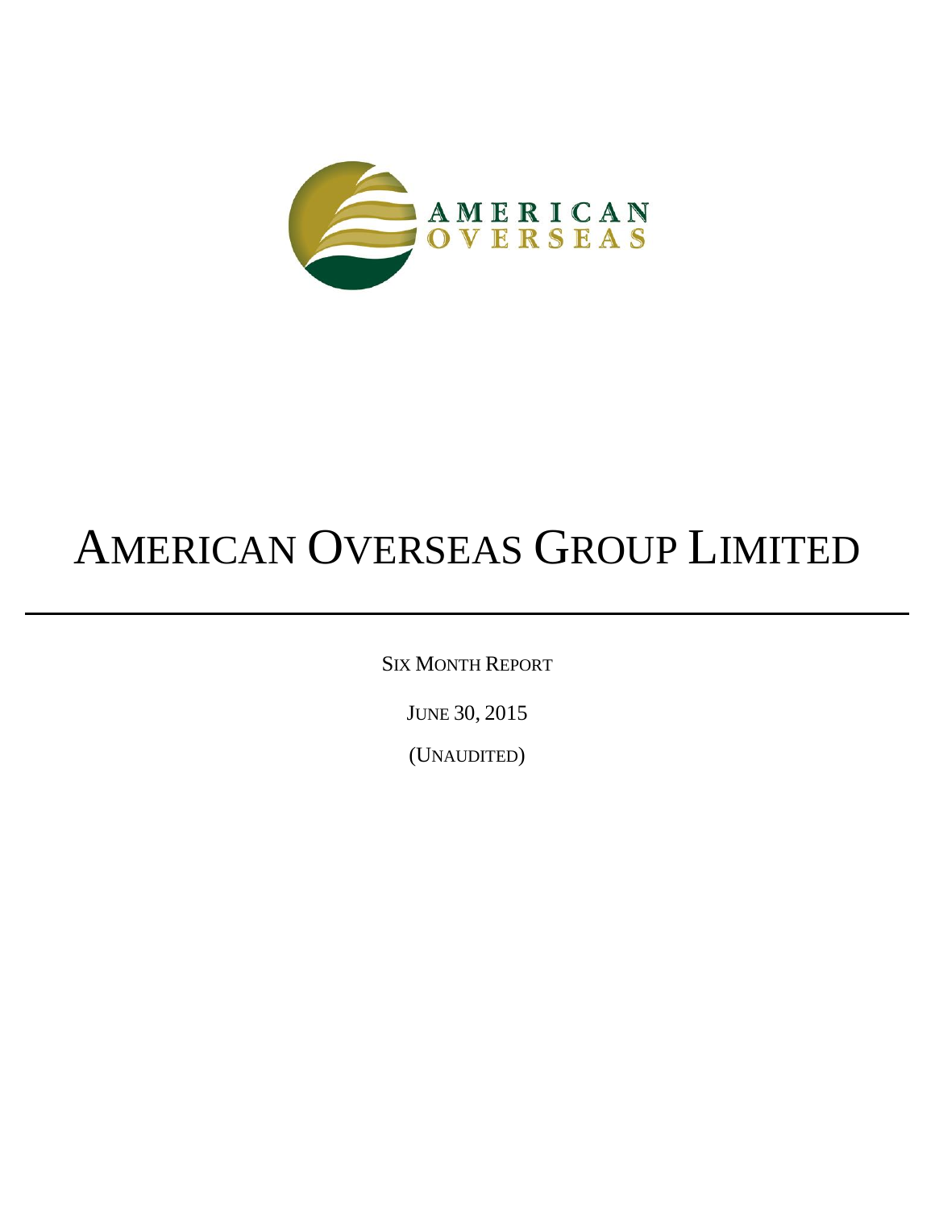AMERICAN OVERSEAS

# AMERICAN OVERSEAS GROUP LIMITED

SIX MONTH REPORT

JUNE 30, 2015

(UNAUDITED)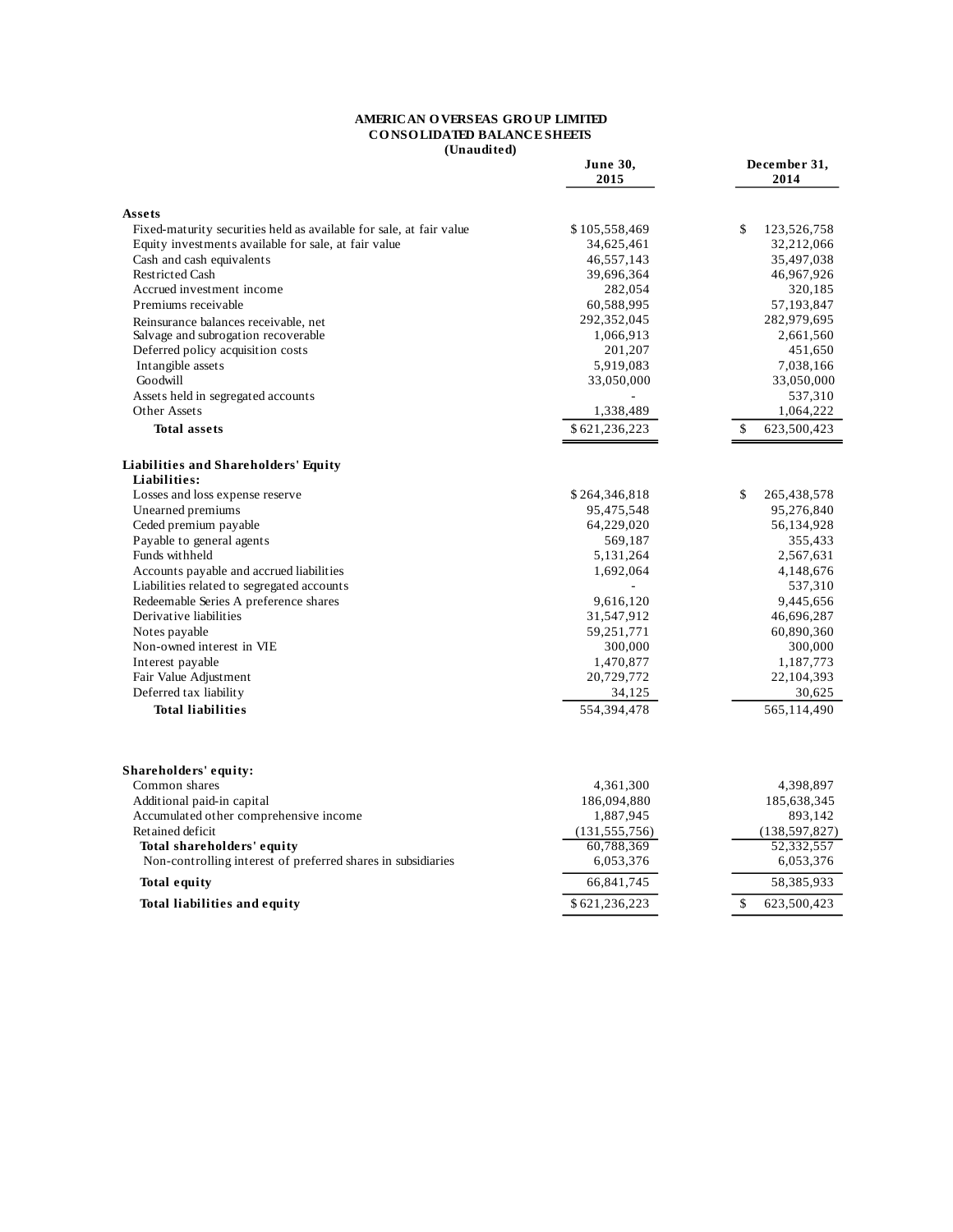**AMERICAN OVERSEAS GROUP LIMITED**
**CONSOLIDATED BALANCE SHEETS**
**(Unaudited)**

| | June 30, 2015 | December 31, 2014 |
|---|---|---|
| **Assets** | | |
| Fixed-maturity securities held as available for sale, at fair value | $ 105,558,469 | $ 123,526,758 |
| Equity investments available for sale, at fair value | 34,625,461 | 32,212,066 |
| Cash and cash equivalents | 46,557,143 | 35,497,038 |
| Restricted Cash | 39,696,364 | 46,967,926 |
| Accrued investment income | 282,054 | 320,185 |
| Premiums receivable | 60,588,995 | 57,193,847 |
| Reinsurance balances receivable, net | 292,352,045 | 282,979,695 |
| Salvage and subrogation recoverable | 1,066,913 | 2,661,560 |
| Deferred policy acquisition costs | 201,207 | 451,650 |
| Intangible assets | 5,919,083 | 7,038,166 |
| Goodwill | 33,050,000 | 33,050,000 |
| Assets held in segregated accounts | - | 537,310 |
| Other Assets | 1,338,489 | 1,064,222 |
| **Total assets** | $ 621,236,223 | $ 623,500,423 |
| | | |
| **Liabilities and Shareholders' Equity** | | |
| **Liabilities:** | | |
| Losses and loss expense reserve | $ 264,346,818 | $ 265,438,578 |
| Unearned premiums | 95,475,548 | 95,276,840 |
| Ceded premium payable | 64,229,020 | 56,134,928 |
| Payable to general agents | 569,187 | 355,433 |
| Funds withheld | 5,131,264 | 2,567,631 |
| Accounts payable and accrued liabilities | 1,692,064 | 4,148,676 |
| Liabilities related to segregated accounts | - | 537,310 |
| Redeemable Series A preference shares | 9,616,120 | 9,445,656 |
| Derivative liabilities | 31,547,912 | 46,696,287 |
| Notes payable | 59,251,771 | 60,890,360 |
| Non-owned interest in VIE | 300,000 | 300,000 |
| Interest payable | 1,470,877 | 1,187,773 |
| Fair Value Adjustment | 20,729,772 | 22,104,393 |
| Deferred tax liability | 34,125 | 30,625 |
| **Total liabilities** | 554,394,478 | 565,114,490 |
| | | |
| **Shareholders' equity:** | | |
| Common shares | 4,361,300 | 4,398,897 |
| Additional paid-in capital | 186,094,880 | 185,638,345 |
| Accumulated other comprehensive income | 1,887,945 | 893,142 |
| Retained deficit | (131,555,756) | (138,597,827) |
| **Total shareholders' equity** | 60,788,369 | 52,332,557 |
| Non-controlling interest of preferred shares in subsidiaries | 6,053,376 | 6,053,376 |
| **Total equity** | 66,841,745 | 58,385,933 |
| **Total liabilities and equity** | $ 621,236,223 | $ 623,500,423 |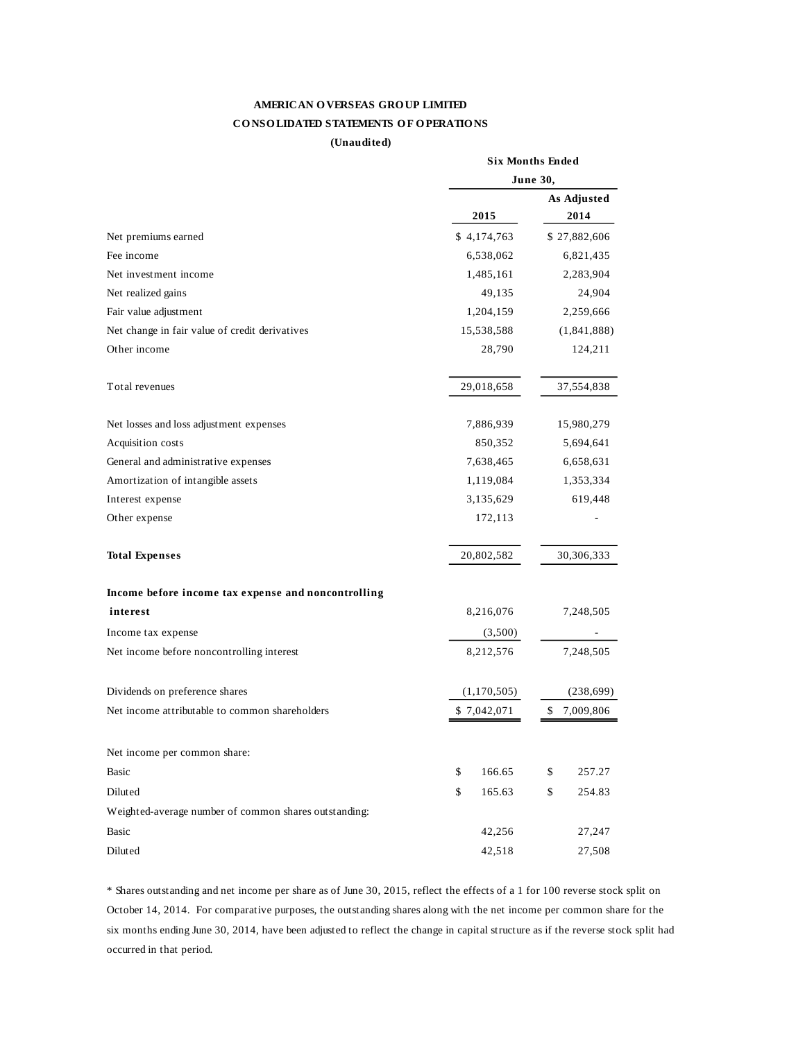**AMERICAN OVERSEAS GROUP LIMITED**

**CONSOLIDATED STATEMENTS OF OPERATIONS**

**(Unaudited)**

| | Six Months Ended June 30, | |
|---|---|---|
| | **2015** | **As Adjusted 2014** |
| Net premiums earned | $ 4,174,763 | $ 27,882,606 |
| Fee income | 6,538,062 | 6,821,435 |
| Net investment income | 1,485,161 | 2,283,904 |
| Net realized gains | 49,135 | 24,904 |
| Fair value adjustment | 1,204,159 | 2,259,666 |
| Net change in fair value of credit derivatives | 15,538,588 | (1,841,888) |
| Other income | 28,790 | 124,211 |
| Total revenues | 29,018,658 | 37,554,838 |
| Net losses and loss adjustment expenses | 7,886,939 | 15,980,279 |
| Acquisition costs | 850,352 | 5,694,641 |
| General and administrative expenses | 7,638,465 | 6,658,631 |
| Amortization of intangible assets | 1,119,084 | 1,353,334 |
| Interest expense | 3,135,629 | 619,448 |
| Other expense | 172,113 | - |
| **Total Expenses** | 20,802,582 | 30,306,333 |
| **Income before income tax expense and noncontrolling interest** | 8,216,076 | 7,248,505 |
| Income tax expense | (3,500) | - |
| Net income before noncontrolling interest | 8,212,576 | 7,248,505 |
| Dividends on preference shares | (1,170,505) | (238,699) |
| Net income attributable to common shareholders | $ 7,042,071 | $ 7,009,806 |
| Net income per common share: | | |
| Basic | $ 166.65 | $ 257.27 |
| Diluted | $ 165.63 | $ 254.83 |
| Weighted-average number of common shares outstanding: | | |
| Basic | 42,256 | 27,247 |
| Diluted | 42,518 | 27,508 |

* Shares outstanding and net income per share as of June 30, 2015, reflect the effects of a 1 for 100 reverse stock split on October 14, 2014. For comparative purposes, the outstanding shares along with the net income per common share for the six months ending June 30, 2014, have been adjusted to reflect the change in capital structure as if the reverse stock split had occurred in that period.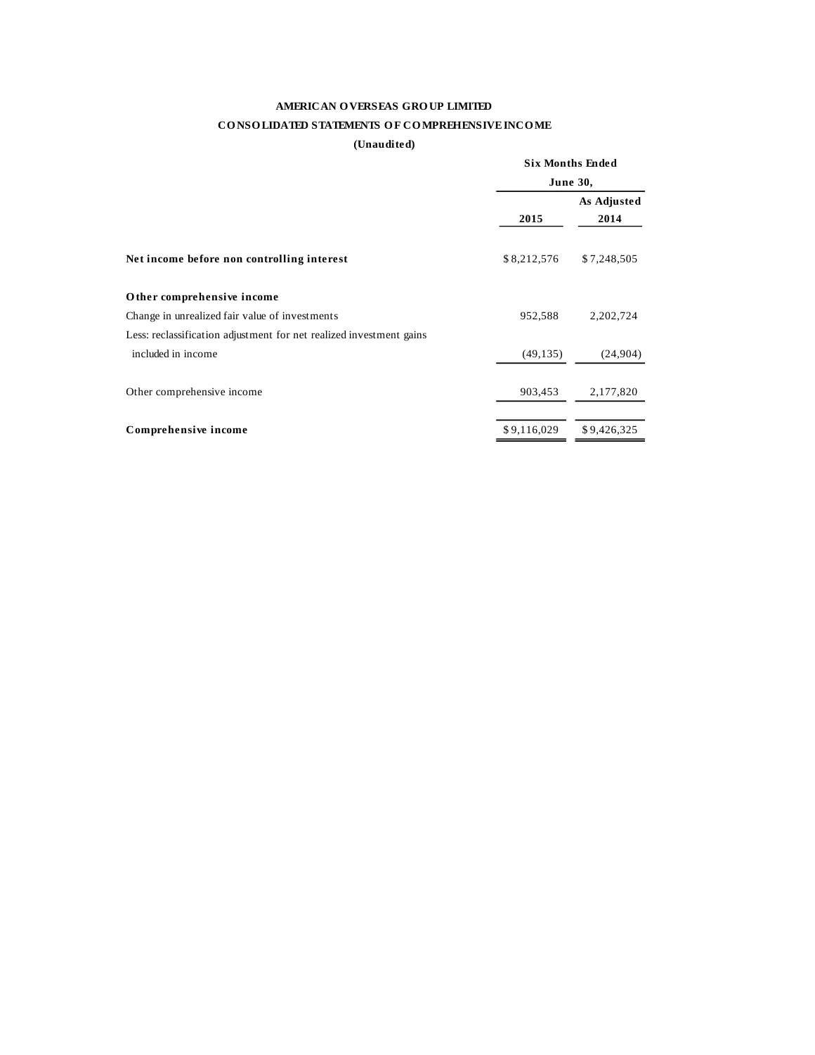**AMERICAN OVERSEAS GROUP LIMITED**

**CONSOLIDATED STATEMENTS OF COMPREHENSIVE INCOME**

**(Unaudited)**

| | Six Months Ended June 30, | |
|---|---|---|
| | **2015** | **As Adjusted 2014** |
| **Net income before non controlling interest** | $ 8,212,576 | $ 7,248,505 |
| **Other comprehensive income** | | |
| Change in unrealized fair value of investments | 952,588 | 2,202,724 |
| Less: reclassification adjustment for net realized investment gains included in income | (49,135) | (24,904) |
| Other comprehensive income | 903,453 | 2,177,820 |
| **Comprehensive income** | $ 9,116,029 | $ 9,426,325 |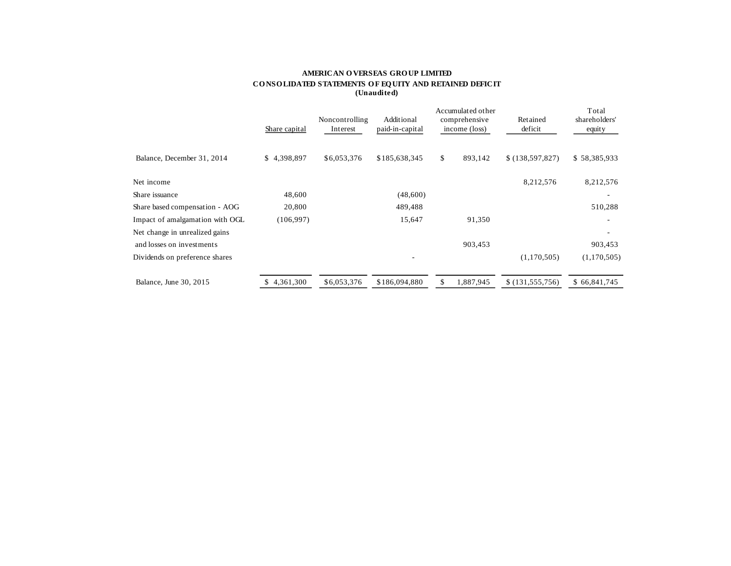**AMERICAN OVERSEAS GROUP LIMITED**

**CONSOLIDATED STATEMENTS OF EQUITY AND RETAINED DEFICIT**

**(Unaudited)**

| | Share capital | Noncontrolling Interest | Additional paid-in-capital | Accumulated other comprehensive income (loss) | Retained deficit | Total shareholders' equity |
|---|---|---|---|---|---|---|
| Balance, December 31, 2014 | $ 4,398,897 | $6,053,376 | $185,638,345 | $ 893,142 | $ (138,597,827) | $ 58,385,933 |
| Net income | | | | | 8,212,576 | 8,212,576 |
| Share issuance | 48,600 | | (48,600) | | | - |
| Share based compensation - AOG | 20,800 | | 489,488 | | | 510,288 |
| Impact of amalgamation with OGL | (106,997) | | 15,647 | 91,350 | | - |
| Net change in unrealized gains and losses on investments | | | | 903,453 | | 903,453 |
| Dividends on preference shares | | | - | | (1,170,505) | (1,170,505) |
| Balance, June 30, 2015 | $ 4,361,300 | $6,053,376 | $186,094,880 | $ 1,887,945 | $ (131,555,756) | $ 66,841,745 |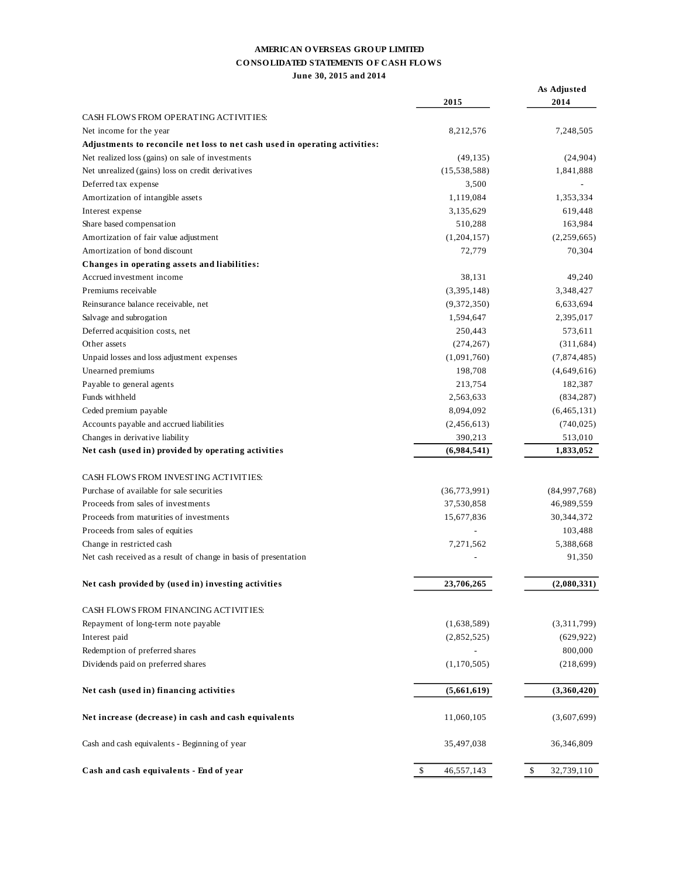**AMERICAN OVERSEAS GROUP LIMITED**

**CONSOLIDATED STATEMENTS OF CASH FLOWS**

**June 30, 2015 and 2014**

| | 2015 | As Adjusted 2014 |
|---|---|---|
| CASH FLOWS FROM OPERATING ACTIVITIES: | | |
| Net income for the year | 8,212,576 | 7,248,505 |
| **Adjustments to reconcile net loss to net cash used in operating activities:** | | |
| Net realized loss (gains) on sale of investments | (49,135) | (24,904) |
| Net unrealized (gains) loss on credit derivatives | (15,538,588) | 1,841,888 |
| Deferred tax expense | 3,500 | - |
| Amortization of intangible assets | 1,119,084 | 1,353,334 |
| Interest expense | 3,135,629 | 619,448 |
| Share based compensation | 510,288 | 163,984 |
| Amortization of fair value adjustment | (1,204,157) | (2,259,665) |
| Amortization of bond discount | 72,779 | 70,304 |
| **Changes in operating assets and liabilities:** | | |
| Accrued investment income | 38,131 | 49,240 |
| Premiums receivable | (3,395,148) | 3,348,427 |
| Reinsurance balance receivable, net | (9,372,350) | 6,633,694 |
| Salvage and subrogation | 1,594,647 | 2,395,017 |
| Deferred acquisition costs, net | 250,443 | 573,611 |
| Other assets | (274,267) | (311,684) |
| Unpaid losses and loss adjustment expenses | (1,091,760) | (7,874,485) |
| Unearned premiums | 198,708 | (4,649,616) |
| Payable to general agents | 213,754 | 182,387 |
| Funds withheld | 2,563,633 | (834,287) |
| Ceded premium payable | 8,094,092 | (6,465,131) |
| Accounts payable and accrued liabilities | (2,456,613) | (740,025) |
| Changes in derivative liability | 390,213 | 513,010 |
| **Net cash (used in) provided by operating activities** | **(6,984,541)** | **1,833,052** |
| | | |
| CASH FLOWS FROM INVESTING ACTIVITIES: | | |
| Purchase of available for sale securities | (36,773,991) | (84,997,768) |
| Proceeds from sales of investments | 37,530,858 | 46,989,559 |
| Proceeds from maturities of investments | 15,677,836 | 30,344,372 |
| Proceeds from sales of equities | - | 103,488 |
| Change in restricted cash | 7,271,562 | 5,388,668 |
| Net cash received as a result of change in basis of presentation | - | 91,350 |
| | | |
| **Net cash provided by (used in) investing activities** | **23,706,265** | **(2,080,331)** |
| | | |
| CASH FLOWS FROM FINANCING ACTIVITIES: | | |
| Repayment of long-term note payable | (1,638,589) | (3,311,799) |
| Interest paid | (2,852,525) | (629,922) |
| Redemption of preferred shares | - | 800,000 |
| Dividends paid on preferred shares | (1,170,505) | (218,699) |
| | | |
| **Net cash (used in) financing activities** | **(5,661,619)** | **(3,360,420)** |
| | | |
| **Net increase (decrease) in cash and cash equivalents** | 11,060,105 | (3,607,699) |
| | | |
| Cash and cash equivalents - Beginning of year | 35,497,038 | 36,346,809 |
| | | |
| **Cash and cash equivalents - End of year** | $ 46,557,143 | $ 32,739,110 |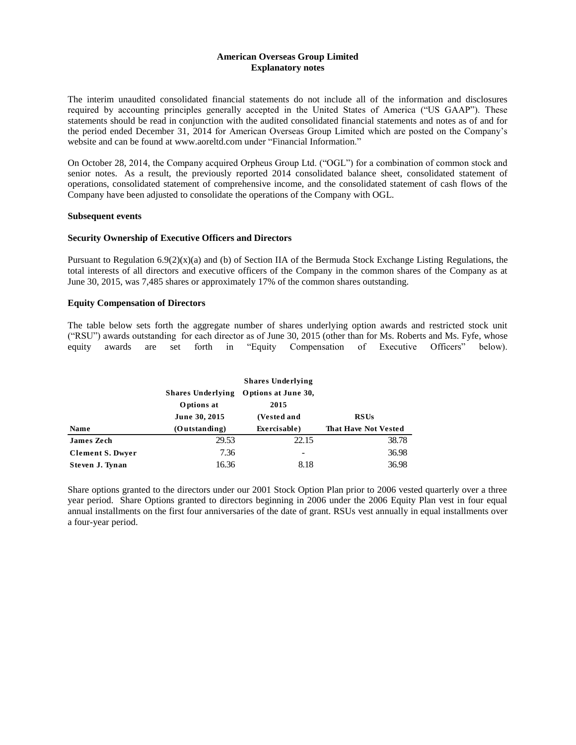# American Overseas Group Limited
## Explanatory notes

The interim unaudited consolidated financial statements do not include all of the information and disclosures required by accounting principles generally accepted in the United States of America ("US GAAP"). These statements should be read in conjunction with the audited consolidated financial statements and notes as of and for the period ended December 31, 2014 for American Overseas Group Limited which are posted on the Company's website and can be found at www.aoreltd.com under "Financial Information."

On October 28, 2014, the Company acquired Orpheus Group Ltd. ("OGL") for a combination of common stock and senior notes. As a result, the previously reported 2014 consolidated balance sheet, consolidated statement of operations, consolidated statement of comprehensive income, and the consolidated statement of cash flows of the Company have been adjusted to consolidate the operations of the Company with OGL.

**Subsequent events**

**Security Ownership of Executive Officers and Directors**

Pursuant to Regulation 6.9(2)(x)(a) and (b) of Section IIA of the Bermuda Stock Exchange Listing Regulations, the total interests of all directors and executive officers of the Company in the common shares of the Company as at June 30, 2015, was 7,485 shares or approximately 17% of the common shares outstanding.

**Equity Compensation of Directors**

The table below sets forth the aggregate number of shares underlying option awards and restricted stock unit ("RSU") awards outstanding for each director as of June 30, 2015 (other than for Ms. Roberts and Ms. Fyfe, whose equity awards are set forth in "Equity Compensation of Executive Officers" below).

| Name | Shares Underlying Options at June 30, 2015 (Outstanding) | Shares Underlying Options at June 30, 2015 (Vested and Exercisable) | RSUs That Have Not Vested |
|---|---|---|---|
| James Zech | 29.53 | 22.15 | 38.78 |
| Clement S. Dwyer | 7.36 | - | 36.98 |
| Steven J. Tynan | 16.36 | 8.18 | 36.98 |

Share options granted to the directors under our 2001 Stock Option Plan prior to 2006 vested quarterly over a three year period. Share Options granted to directors beginning in 2006 under the 2006 Equity Plan vest in four equal annual installments on the first four anniversaries of the date of grant. RSUs vest annually in equal installments over a four-year period.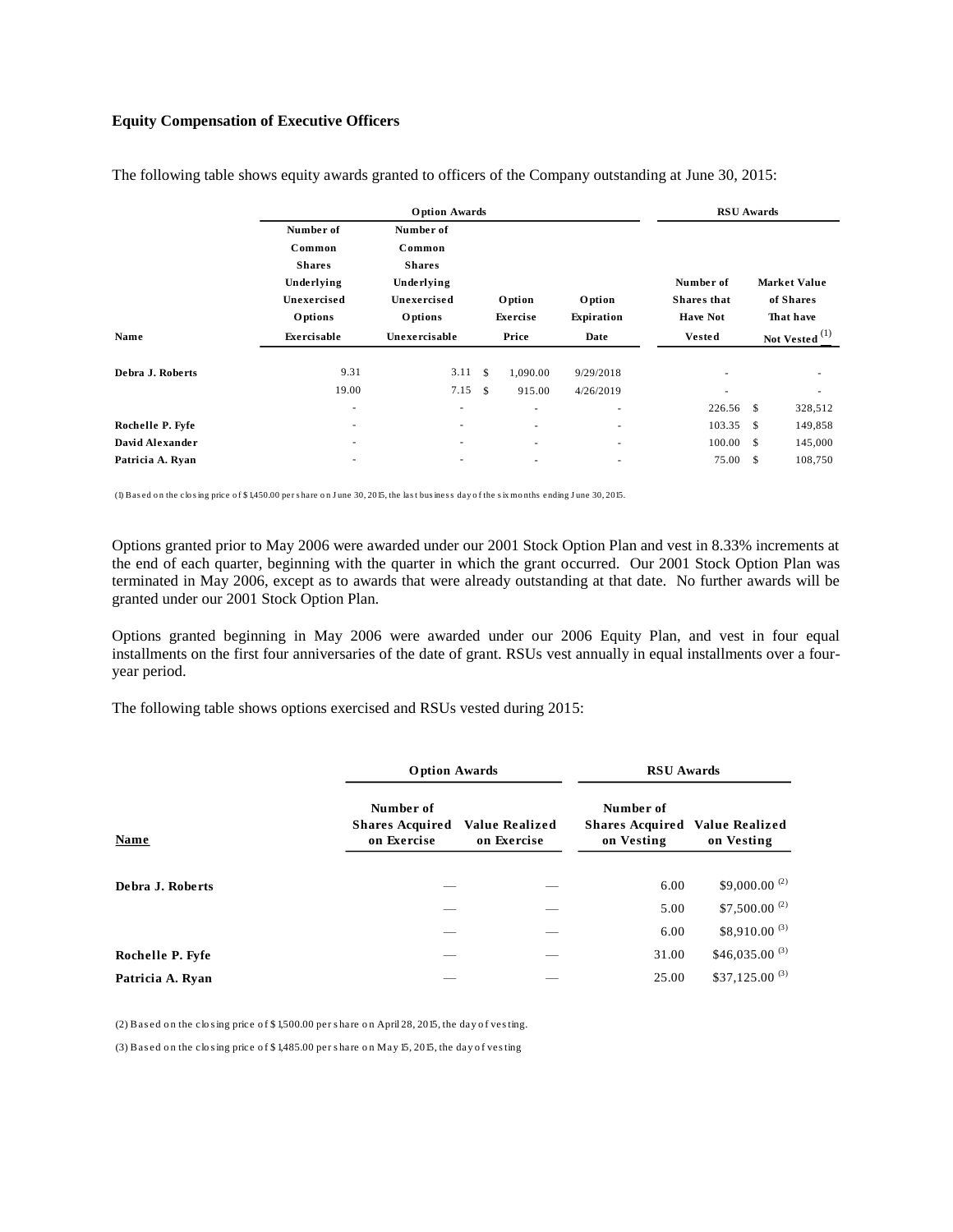**Equity Compensation of Executive Officers**

The following table shows equity awards granted to officers of the Company outstanding at June 30, 2015:

| | Option Awards | | | | RSU Awards | |
|---|---|---|---|---|---|---|
| Name | Number of Common Shares Underlying Unexercised Options Exercisable | Number of Common Shares Underlying Unexercised Options Unexercisable | Option Exercise Price | Option Expiration Date | Number of Shares that Have Not Vested | Market Value of Shares That have Not Vested (1) |
| Debra J. Roberts | 9.31 | 3.11 | $ 1,090.00 | 9/29/2018 | - | - |
| | 19.00 | 7.15 | $ 915.00 | 4/26/2019 | - | - |
| | - | - | - | - | 226.56 | $ 328,512 |
| Rochelle P. Fyfe | - | - | - | - | 103.35 | $ 149,858 |
| David Alexander | - | - | - | - | 100.00 | $ 145,000 |
| Patricia A. Ryan | - | - | - | - | 75.00 | $ 108,750 |

(1) Based on the closing price of $1,450.00 per share on June 30, 2015, the last business day of the six months ending June 30, 2015.

Options granted prior to May 2006 were awarded under our 2001 Stock Option Plan and vest in 8.33% increments at the end of each quarter, beginning with the quarter in which the grant occurred. Our 2001 Stock Option Plan was terminated in May 2006, except as to awards that were already outstanding at that date. No further awards will be granted under our 2001 Stock Option Plan.

Options granted beginning in May 2006 were awarded under our 2006 Equity Plan, and vest in four equal installments on the first four anniversaries of the date of grant. RSUs vest annually in equal installments over a four-year period.

The following table shows options exercised and RSUs vested during 2015:

| | Option Awards | | RSU Awards | |
|---|---|---|---|---|
| Name | Number of Shares Acquired on Exercise | Value Realized on Exercise | Number of Shares Acquired on Vesting | Value Realized on Vesting |
| Debra J. Roberts | — | — | 6.00 | $9,000.00 (2) |
| | — | — | 5.00 | $7,500.00 (2) |
| | — | — | 6.00 | $8,910.00 (3) |
| Rochelle P. Fyfe | — | — | 31.00 | $46,035.00 (3) |
| Patricia A. Ryan | — | — | 25.00 | $37,125.00 (3) |

(2) Based on the closing price of $1,500.00 per share on April 28, 2015, the day of vesting.

(3) Based on the closing price of $1,485.00 per share on May 15, 2015, the day of vesting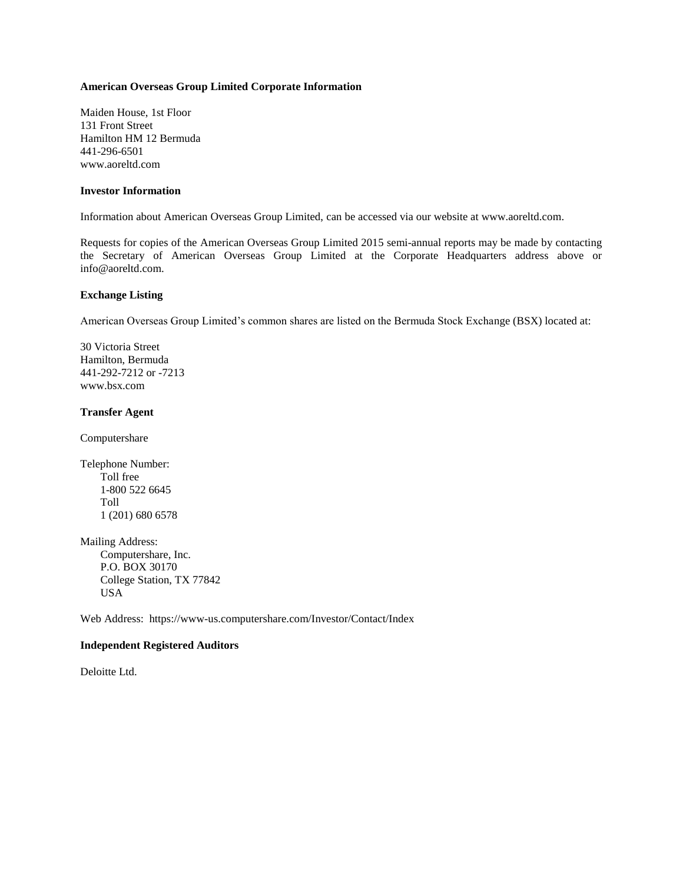**American Overseas Group Limited Corporate Information**

Maiden House, 1st Floor
131 Front Street
Hamilton HM 12 Bermuda
441-296-6501
www.aoreltd.com

**Investor Information**

Information about American Overseas Group Limited, can be accessed via our website at www.aoreltd.com.

Requests for copies of the American Overseas Group Limited 2015 semi-annual reports may be made by contacting the Secretary of American Overseas Group Limited at the Corporate Headquarters address above or info@aoreltd.com.

**Exchange Listing**

American Overseas Group Limited's common shares are listed on the Bermuda Stock Exchange (BSX) located at:

30 Victoria Street
Hamilton, Bermuda
441-292-7212 or -7213
www.bsx.com

**Transfer Agent**

Computershare

Telephone Number:
 Toll free
 1-800 522 6645
 Toll
 1 (201) 680 6578

Mailing Address:
 Computershare, Inc.
 P.O. BOX 30170
 College Station, TX 77842
 USA

Web Address: https://www-us.computershare.com/Investor/Contact/Index

**Independent Registered Auditors**

Deloitte Ltd.